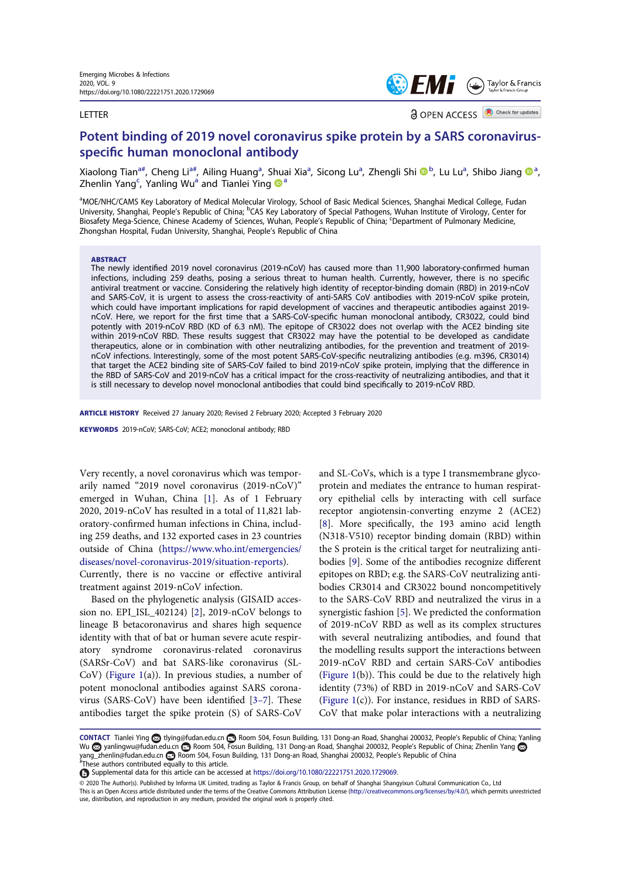LETTER

# Potent binding of 2019 novel coronavirus spike protein by a SARS coronavirus-specific human monoclonal antibody

Xiaolong Tian[a#], Cheng Li[a#], Ailing Huang[a], Shuai Xia[a], Sicong Lu[a], Zhengli Shi[b], Lu Lu[a], Shibo Jiang[a], Zhenlin Yang[c], Yanling Wu[a] and Tianlei Ying[a]

[a]MOE/NHC/CAMS Key Laboratory of Medical Molecular Virology, School of Basic Medical Sciences, Shanghai Medical College, Fudan University, Shanghai, People's Republic of China; [b]CAS Key Laboratory of Special Pathogens, Wuhan Institute of Virology, Center for Biosafety Mega-Science, Chinese Academy of Sciences, Wuhan, People's Republic of China; [c]Department of Pulmonary Medicine, Zhongshan Hospital, Fudan University, Shanghai, People's Republic of China

## ABSTRACT

The newly identified 2019 novel coronavirus (2019-nCoV) has caused more than 11,900 laboratory-confirmed human infections, including 259 deaths, posing a serious threat to human health. Currently, however, there is no specific antiviral treatment or vaccine. Considering the relatively high identity of receptor-binding domain (RBD) in 2019-nCoV and SARS-CoV, it is urgent to assess the cross-reactivity of anti-SARS CoV antibodies with 2019-nCoV spike protein, which could have important implications for rapid development of vaccines and therapeutic antibodies against 2019-nCoV. Here, we report for the first time that a SARS-CoV-specific human monoclonal antibody, CR3022, could bind potently with 2019-nCoV RBD (KD of 6.3 nM). The epitope of CR3022 does not overlap with the ACE2 binding site within 2019-nCoV RBD. These results suggest that CR3022 may have the potential to be developed as candidate therapeutics, alone or in combination with other neutralizing antibodies, for the prevention and treatment of 2019-nCoV infections. Interestingly, some of the most potent SARS-CoV-specific neutralizing antibodies (e.g. m396, CR3014) that target the ACE2 binding site of SARS-CoV failed to bind 2019-nCoV spike protein, implying that the difference in the RBD of SARS-CoV and 2019-nCoV has a critical impact for the cross-reactivity of neutralizing antibodies, and that it is still necessary to develop novel monoclonal antibodies that could bind specifically to 2019-nCoV RBD.

**ARTICLE HISTORY** Received 27 January 2020; Revised 2 February 2020; Accepted 3 February 2020

**KEYWORDS** 2019-nCoV; SARS-CoV; ACE2; monoclonal antibody; RBD

Very recently, a novel coronavirus which was temporarily named "2019 novel coronavirus (2019-nCoV)" emerged in Wuhan, China [1]. As of 1 February 2020, 2019-nCoV has resulted in a total of 11,821 laboratory-confirmed human infections in China, including 259 deaths, and 132 exported cases in 23 countries outside of China (https://www.who.int/emergencies/diseases/novel-coronavirus-2019/situation-reports). Currently, there is no vaccine or effective antiviral treatment against 2019-nCoV infection.

Based on the phylogenetic analysis (GISAID accession no. EPI_ISL_402124) [2], 2019-nCoV belongs to lineage B betacoronavirus and shares high sequence identity with that of bat or human severe acute respiratory syndrome coronavirus-related coronavirus (SARSr-CoV) and bat SARS-like coronavirus (SL-CoV) (Figure 1(a)). In previous studies, a number of potent monoclonal antibodies against SARS coronavirus (SARS-CoV) have been identified [3–7]. These antibodies target the spike protein (S) of SARS-CoV and SL-CoVs, which is a type I transmembrane glycoprotein and mediates the entrance to human respiratory epithelial cells by interacting with cell surface receptor angiotensin-converting enzyme 2 (ACE2) [8]. More specifically, the 193 amino acid length (N318-V510) receptor binding domain (RBD) within the S protein is the critical target for neutralizing antibodies [9]. Some of the antibodies recognize different epitopes on RBD; e.g. the SARS-CoV neutralizing antibodies CR3014 and CR3022 bound noncompetitively to the SARS-CoV RBD and neutralized the virus in a synergistic fashion [5]. We predicted the conformation of 2019-nCoV RBD as well as its complex structures with several neutralizing antibodies, and found that the modelling results support the interactions between 2019-nCoV RBD and certain SARS-CoV antibodies (Figure 1(b)). This could be due to the relatively high identity (73%) of RBD in 2019-nCoV and SARS-CoV (Figure 1(c)). For instance, residues in RBD of SARS-CoV that make polar interactions with a neutralizing

**CONTACT** Tianlei Ying tlying@fudan.edu.cn Room 504, Fosun Building, 131 Dong-an Road, Shanghai 200032, People's Republic of China; Yanling Wu yanlingwu@fudan.edu.cn Room 504, Fosun Building, 131 Dong-an Road, Shanghai 200032, People's Republic of China; Zhenlin Yang yang_zhenlin@fudan.edu.cn Room 504, Fosun Building, 131 Dong-an Road, Shanghai 200032, People's Republic of China

#These authors contributed equally to this article.

Supplemental data for this article can be accessed at https://doi.org/10.1080/22221751.2020.1729069.

© 2020 The Author(s). Published by Informa UK Limited, trading as Taylor & Francis Group, on behalf of Shanghai Shangyixun Cultural Communication Co., Ltd

This is an Open Access article distributed under the terms of the Creative Commons Attribution License (http://creativecommons.org/licenses/by/4.0/), which permits unrestricted use, distribution, and reproduction in any medium, provided the original work is properly cited.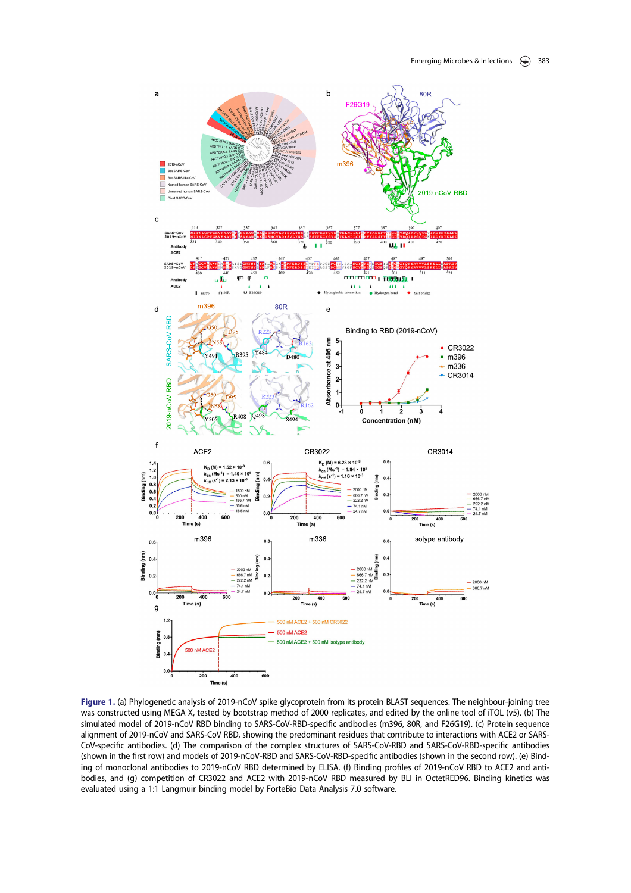**Figure 1.** (a) Phylogenetic analysis of 2019-nCoV spike glycoprotein from its protein BLAST sequences. The neighbour-joining tree was constructed using MEGA X, tested by bootstrap method of 2000 replicates, and edited by the online tool of iTOL (v5). (b) The simulated model of 2019-nCoV RBD binding to SARS-CoV-RBD-specific antibodies (m396, 80R, and F26G19). (c) Protein sequence alignment of 2019-nCoV and SARS-CoV RBD, showing the predominant residues that contribute to interactions with ACE2 or SARS-CoV-specific antibodies. (d) The comparison of the complex structures of SARS-CoV-RBD and SARS-CoV-RBD-specific antibodies (shown in the first row) and models of 2019-nCoV-RBD and SARS-CoV-RBD-specific antibodies (shown in the second row). (e) Binding of monoclonal antibodies to 2019-nCoV RBD determined by ELISA. (f) Binding profiles of 2019-nCoV RBD to ACE2 and antibodies, and (g) competition of CR3022 and ACE2 with 2019-nCoV RBD measured by BLI in OctetRED96. Binding kinetics was evaluated using a 1:1 Langmuir binding model by ForteBio Data Analysis 7.0 software.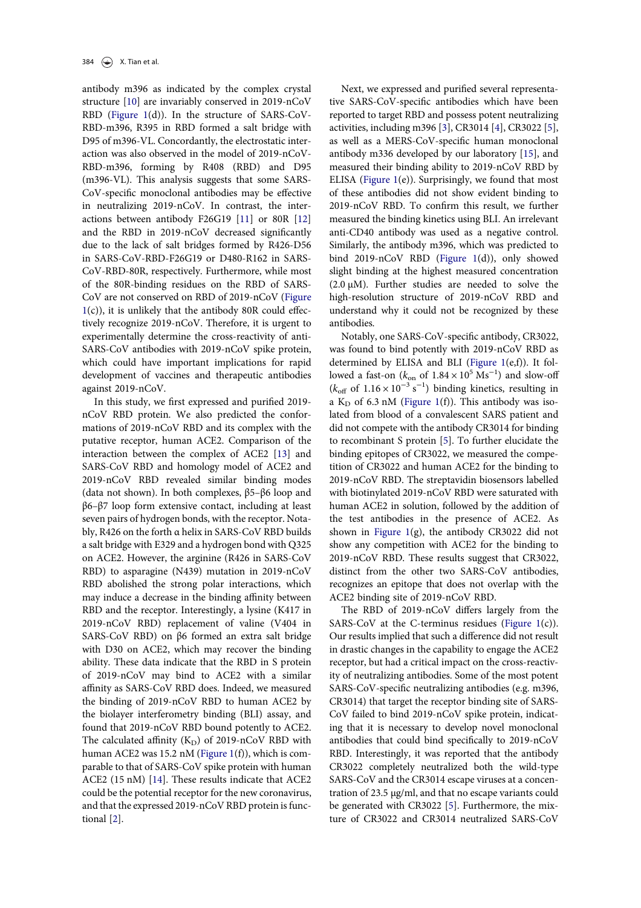antibody m396 as indicated by the complex crystal structure [10] are invariably conserved in 2019-nCoV RBD (Figure 1(d)). In the structure of SARS-CoV-RBD-m396, R395 in RBD formed a salt bridge with D95 of m396-VL. Concordantly, the electrostatic interaction was also observed in the model of 2019-nCoV-RBD-m396, forming by R408 (RBD) and D95 (m396-VL). This analysis suggests that some SARS-CoV-specific monoclonal antibodies may be effective in neutralizing 2019-nCoV. In contrast, the interactions between antibody F26G19 [11] or 80R [12] and the RBD in 2019-nCoV decreased significantly due to the lack of salt bridges formed by R426-D56 in SARS-CoV-RBD-F26G19 or D480-R162 in SARS-CoV-RBD-80R, respectively. Furthermore, while most of the 80R-binding residues on the RBD of SARS-CoV are not conserved on RBD of 2019-nCoV (Figure 1(c)), it is unlikely that the antibody 80R could effectively recognize 2019-nCoV. Therefore, it is urgent to experimentally determine the cross-reactivity of anti-SARS-CoV antibodies with 2019-nCoV spike protein, which could have important implications for rapid development of vaccines and therapeutic antibodies against 2019-nCoV.

In this study, we first expressed and purified 2019-nCoV RBD protein. We also predicted the conformations of 2019-nCoV RBD and its complex with the putative receptor, human ACE2. Comparison of the interaction between the complex of ACE2 [13] and SARS-CoV RBD and homology model of ACE2 and 2019-nCoV RBD revealed similar binding modes (data not shown). In both complexes, β5–β6 loop and β6–β7 loop form extensive contact, including at least seven pairs of hydrogen bonds, with the receptor. Notably, R426 on the forth α helix in SARS-CoV RBD builds a salt bridge with E329 and a hydrogen bond with Q325 on ACE2. However, the arginine (R426 in SARS-CoV RBD) to asparagine (N439) mutation in 2019-nCoV RBD abolished the strong polar interactions, which may induce a decrease in the binding affinity between RBD and the receptor. Interestingly, a lysine (K417 in 2019-nCoV RBD) replacement of valine (V404 in SARS-CoV RBD) on β6 formed an extra salt bridge with D30 on ACE2, which may recover the binding ability. These data indicate that the RBD in S protein of 2019-nCoV may bind to ACE2 with a similar affinity as SARS-CoV RBD does. Indeed, we measured the binding of 2019-nCoV RBD to human ACE2 by the biolayer interferometry binding (BLI) assay, and found that 2019-nCoV RBD bound potently to ACE2. The calculated affinity ($K_D$) of 2019-nCoV RBD with human ACE2 was 15.2 nM (Figure 1(f)), which is comparable to that of SARS-CoV spike protein with human ACE2 (15 nM) [14]. These results indicate that ACE2 could be the potential receptor for the new coronavirus, and that the expressed 2019-nCoV RBD protein is functional [2].

Next, we expressed and purified several representative SARS-CoV-specific antibodies which have been reported to target RBD and possess potent neutralizing activities, including m396 [3], CR3014 [4], CR3022 [5], as well as a MERS-CoV-specific human monoclonal antibody m336 developed by our laboratory [15], and measured their binding ability to 2019-nCoV RBD by ELISA (Figure 1(e)). Surprisingly, we found that most of these antibodies did not show evident binding to 2019-nCoV RBD. To confirm this result, we further measured the binding kinetics using BLI. An irrelevant anti-CD40 antibody was used as a negative control. Similarly, the antibody m396, which was predicted to bind 2019-nCoV RBD (Figure 1(d)), only showed slight binding at the highest measured concentration (2.0 μM). Further studies are needed to solve the high-resolution structure of 2019-nCoV RBD and understand why it could not be recognized by these antibodies.

Notably, one SARS-CoV-specific antibody, CR3022, was found to bind potently with 2019-nCoV RBD as determined by ELISA and BLI (Figure 1(e,f)). It followed a fast-on ($k_{on}$ of $1.84 \times 10^5$ $Ms^{-1}$) and slow-off ($k_{off}$ of $1.16 \times 10^{-3}$ $s^{-1}$) binding kinetics, resulting in a $K_D$ of 6.3 nM (Figure 1(f)). This antibody was isolated from blood of a convalescent SARS patient and did not compete with the antibody CR3014 for binding to recombinant S protein [5]. To further elucidate the binding epitopes of CR3022, we measured the competition of CR3022 and human ACE2 for the binding to 2019-nCoV RBD. The streptavidin biosensors labelled with biotinylated 2019-nCoV RBD were saturated with human ACE2 in solution, followed by the addition of the test antibodies in the presence of ACE2. As shown in Figure 1(g), the antibody CR3022 did not show any competition with ACE2 for the binding to 2019-nCoV RBD. These results suggest that CR3022, distinct from the other two SARS-CoV antibodies, recognizes an epitope that does not overlap with the ACE2 binding site of 2019-nCoV RBD.

The RBD of 2019-nCoV differs largely from the SARS-CoV at the C-terminus residues (Figure 1(c)). Our results implied that such a difference did not result in drastic changes in the capability to engage the ACE2 receptor, but had a critical impact on the cross-reactivity of neutralizing antibodies. Some of the most potent SARS-CoV-specific neutralizing antibodies (e.g. m396, CR3014) that target the receptor binding site of SARS-CoV failed to bind 2019-nCoV spike protein, indicating that it is necessary to develop novel monoclonal antibodies that could bind specifically to 2019-nCoV RBD. Interestingly, it was reported that the antibody CR3022 completely neutralized both the wild-type SARS-CoV and the CR3014 escape viruses at a concentration of 23.5 μg/ml, and that no escape variants could be generated with CR3022 [5]. Furthermore, the mixture of CR3022 and CR3014 neutralized SARS-CoV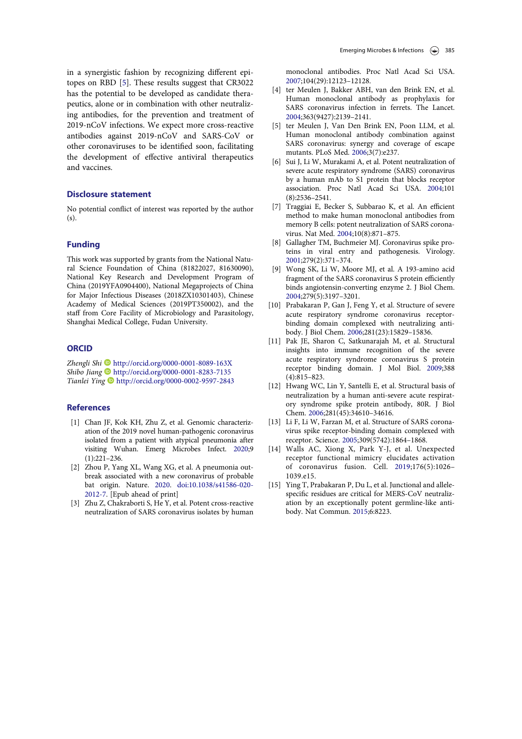in a synergistic fashion by recognizing different epitopes on RBD [5]. These results suggest that CR3022 has the potential to be developed as candidate therapeutics, alone or in combination with other neutralizing antibodies, for the prevention and treatment of 2019-nCoV infections. We expect more cross-reactive antibodies against 2019-nCoV and SARS-CoV or other coronaviruses to be identified soon, facilitating the development of effective antiviral therapeutics and vaccines.

## Disclosure statement

No potential conflict of interest was reported by the author (s).

## Funding

This work was supported by grants from the National Natural Science Foundation of China (81822027, 81630090), National Key Research and Development Program of China (2019YFA0904400), National Megaprojects of China for Major Infectious Diseases (2018ZX10301403), Chinese Academy of Medical Sciences (2019PT350002), and the staff from Core Facility of Microbiology and Parasitology, Shanghai Medical College, Fudan University.

## ORCID

*Zhengli Shi* http://orcid.org/0000-0001-8089-163X
*Shibo Jiang* http://orcid.org/0000-0001-8283-7135
*Tianlei Ying* http://orcid.org/0000-0002-9597-2843

## References

[1] Chan JF, Kok KH, Zhu Z, et al. Genomic characterization of the 2019 novel human-pathogenic coronavirus isolated from a patient with atypical pneumonia after visiting Wuhan. Emerg Microbes Infect. 2020;9(1):221–236.

[2] Zhou P, Yang XL, Wang XG, et al. A pneumonia outbreak associated with a new coronavirus of probable bat origin. Nature. 2020. doi:10.1038/s41586-020-2012-7. [Epub ahead of print]

[3] Zhu Z, Chakraborti S, He Y, et al. Potent cross-reactive neutralization of SARS coronavirus isolates by human monoclonal antibodies. Proc Natl Acad Sci USA. 2007;104(29):12123–12128.

[4] ter Meulen J, Bakker ABH, van den Brink EN, et al. Human monoclonal antibody as prophylaxis for SARS coronavirus infection in ferrets. The Lancet. 2004;363(9427):2139–2141.

[5] ter Meulen J, Van Den Brink EN, Poon LLM, et al. Human monoclonal antibody combination against SARS coronavirus: synergy and coverage of escape mutants. PLoS Med. 2006;3(7):e237.

[6] Sui J, Li W, Murakami A, et al. Potent neutralization of severe acute respiratory syndrome (SARS) coronavirus by a human mAb to S1 protein that blocks receptor association. Proc Natl Acad Sci USA. 2004;101(8):2536–2541.

[7] Traggiai E, Becker S, Subbarao K, et al. An efficient method to make human monoclonal antibodies from memory B cells: potent neutralization of SARS coronavirus. Nat Med. 2004;10(8):871–875.

[8] Gallagher TM, Buchmeier MJ. Coronavirus spike proteins in viral entry and pathogenesis. Virology. 2001;279(2):371–374.

[9] Wong SK, Li W, Moore MJ, et al. A 193-amino acid fragment of the SARS coronavirus S protein efficiently binds angiotensin-converting enzyme 2. J Biol Chem. 2004;279(5):3197–3201.

[10] Prabakaran P, Gan J, Feng Y, et al. Structure of severe acute respiratory syndrome coronavirus receptor-binding domain complexed with neutralizing antibody. J Biol Chem. 2006;281(23):15829–15836.

[11] Pak JE, Sharon C, Satkunarajah M, et al. Structural insights into immune recognition of the severe acute respiratory syndrome coronavirus S protein receptor binding domain. J Mol Biol. 2009;388(4):815–823.

[12] Hwang WC, Lin Y, Santelli E, et al. Structural basis of neutralization by a human anti-severe acute respiratory syndrome spike protein antibody, 80R. J Biol Chem. 2006;281(45):34610–34616.

[13] Li F, Li W, Farzan M, et al. Structure of SARS coronavirus spike receptor-binding domain complexed with receptor. Science. 2005;309(5742):1864–1868.

[14] Walls AC, Xiong X, Park Y-J, et al. Unexpected receptor functional mimicry elucidates activation of coronavirus fusion. Cell. 2019;176(5):1026–1039.e15.

[15] Ying T, Prabakaran P, Du L, et al. Junctional and allele-specific residues are critical for MERS-CoV neutralization by an exceptionally potent germline-like antibody. Nat Commun. 2015;6:8223.